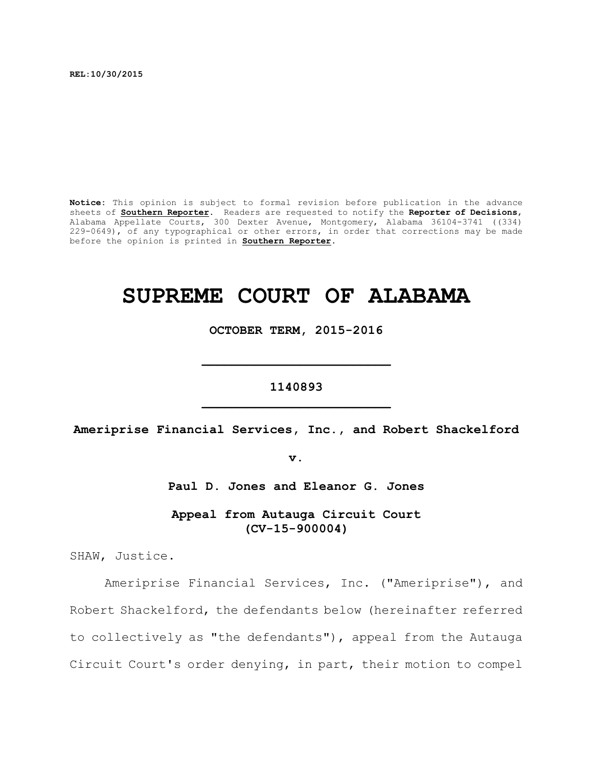REL:10/30/2015

**Notice**: This opinion is subject to formal revision before publication in the advance sheets of **Southern Reporter**. Readers are requested to notify the **Reporter of Decisions**, Alabama Appellate Courts, 300 Dexter Avenue, Montgomery, Alabama 36104-3741 ((334) 229-0649), of any typographical or other errors, in order that corrections may be made before the opinion is printed in **Southern Reporter**.

# SUPREME COURT OF ALABAMA

**OCTOBER TERM, 2015-2016**

**1140893**

**Ameriprise Financial Services, Inc., and Robert Shackelford**

**v.**

**Paul D. Jones and Eleanor G. Jones**

**Appeal from Autauga Circuit Court (CV-15-900004)**

SHAW, Justice.

Ameriprise Financial Services, Inc. ("Ameriprise"), and Robert Shackelford, the defendants below (hereinafter referred to collectively as "the defendants"), appeal from the Autauga Circuit Court's order denying, in part, their motion to compel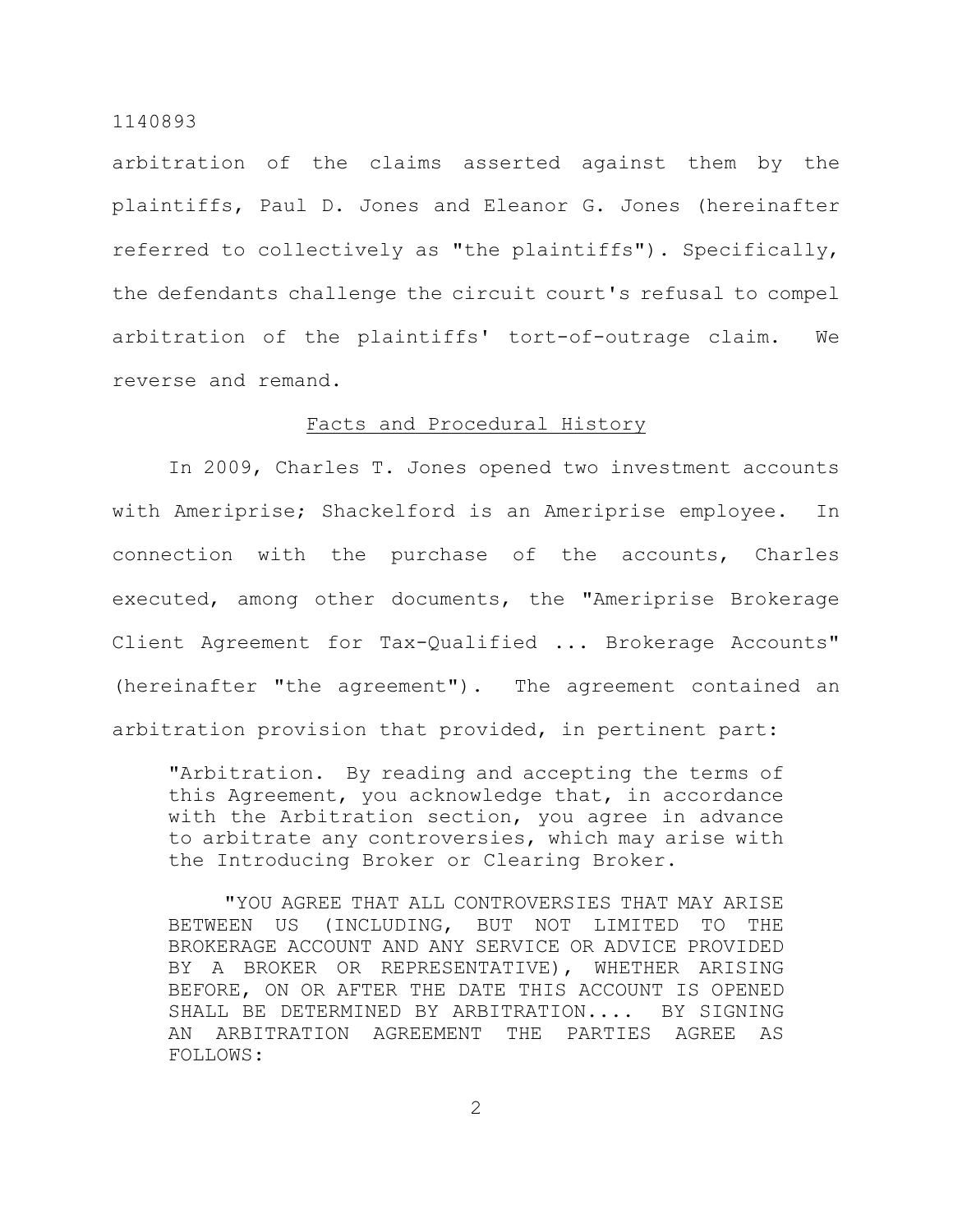arbitration of the claims asserted against them by the plaintiffs, Paul D. Jones and Eleanor G. Jones (hereinafter referred to collectively as "the plaintiffs"). Specifically, the defendants challenge the circuit court's refusal to compel arbitration of the plaintiffs' tort-of-outrage claim. We reverse and remand.

## Facts and Procedural History

In 2009, Charles T. Jones opened two investment accounts with Ameriprise; Shackelford is an Ameriprise employee. In connection with the purchase of the accounts, Charles executed, among other documents, the "Ameriprise Brokerage Client Agreement for Tax-Qualified ... Brokerage Accounts" (hereinafter "the agreement"). The agreement contained an arbitration provision that provided, in pertinent part:

> "Arbitration. By reading and accepting the terms of this Agreement, you acknowledge that, in accordance with the Arbitration section, you agree in advance to arbitrate any controversies, which may arise with the Introducing Broker or Clearing Broker.
>
> "YOU AGREE THAT ALL CONTROVERSIES THAT MAY ARISE BETWEEN US (INCLUDING, BUT NOT LIMITED TO THE BROKERAGE ACCOUNT AND ANY SERVICE OR ADVICE PROVIDED BY A BROKER OR REPRESENTATIVE), WHETHER ARISING BEFORE, ON OR AFTER THE DATE THIS ACCOUNT IS OPENED SHALL BE DETERMINED BY ARBITRATION.... BY SIGNING AN ARBITRATION AGREEMENT THE PARTIES AGREE AS FOLLOWS: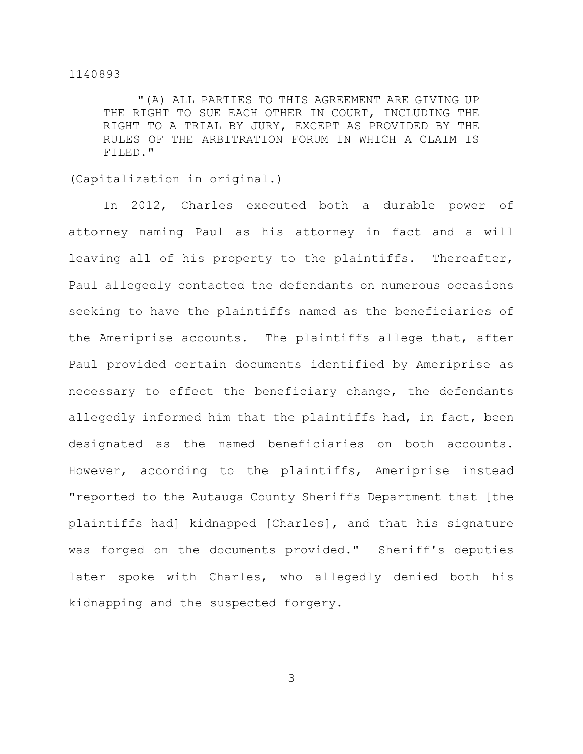> "(A) ALL PARTIES TO THIS AGREEMENT ARE GIVING UP THE RIGHT TO SUE EACH OTHER IN COURT, INCLUDING THE RIGHT TO A TRIAL BY JURY, EXCEPT AS PROVIDED BY THE RULES OF THE ARBITRATION FORUM IN WHICH A CLAIM IS FILED."

(Capitalization in original.)

In 2012, Charles executed both a durable power of attorney naming Paul as his attorney in fact and a will leaving all of his property to the plaintiffs. Thereafter, Paul allegedly contacted the defendants on numerous occasions seeking to have the plaintiffs named as the beneficiaries of the Ameriprise accounts. The plaintiffs allege that, after Paul provided certain documents identified by Ameriprise as necessary to effect the beneficiary change, the defendants allegedly informed him that the plaintiffs had, in fact, been designated as the named beneficiaries on both accounts. However, according to the plaintiffs, Ameriprise instead "reported to the Autauga County Sheriffs Department that [the plaintiffs had] kidnapped [Charles], and that his signature was forged on the documents provided." Sheriff's deputies later spoke with Charles, who allegedly denied both his kidnapping and the suspected forgery.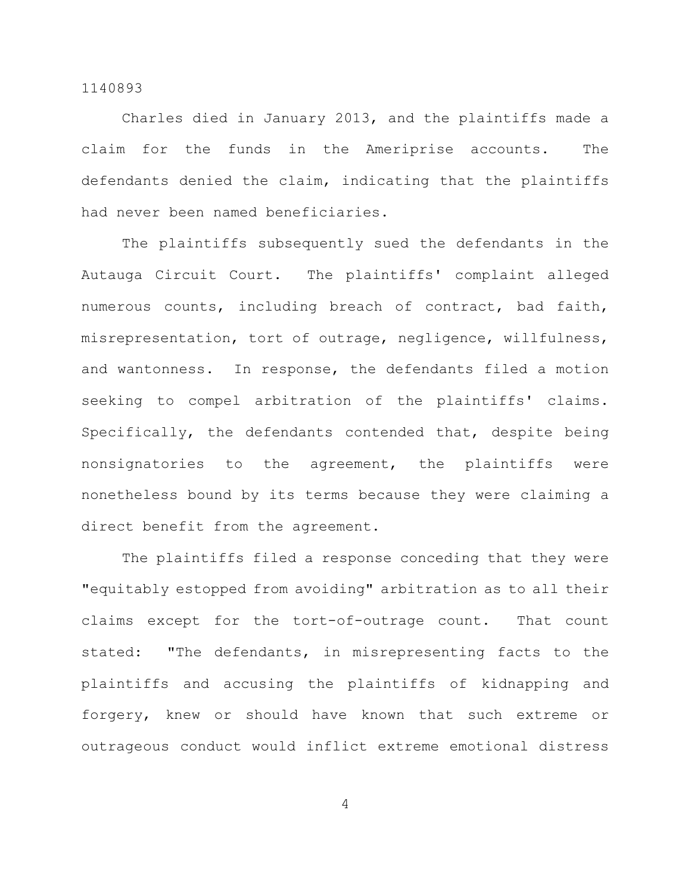Charles died in January 2013, and the plaintiffs made a claim for the funds in the Ameriprise accounts. The defendants denied the claim, indicating that the plaintiffs had never been named beneficiaries.

The plaintiffs subsequently sued the defendants in the Autauga Circuit Court. The plaintiffs' complaint alleged numerous counts, including breach of contract, bad faith, misrepresentation, tort of outrage, negligence, willfulness, and wantonness. In response, the defendants filed a motion seeking to compel arbitration of the plaintiffs' claims. Specifically, the defendants contended that, despite being nonsignatories to the agreement, the plaintiffs were nonetheless bound by its terms because they were claiming a direct benefit from the agreement.

The plaintiffs filed a response conceding that they were "equitably estopped from avoiding" arbitration as to all their claims except for the tort-of-outrage count. That count stated: "The defendants, in misrepresenting facts to the plaintiffs and accusing the plaintiffs of kidnapping and forgery, knew or should have known that such extreme or outrageous conduct would inflict extreme emotional distress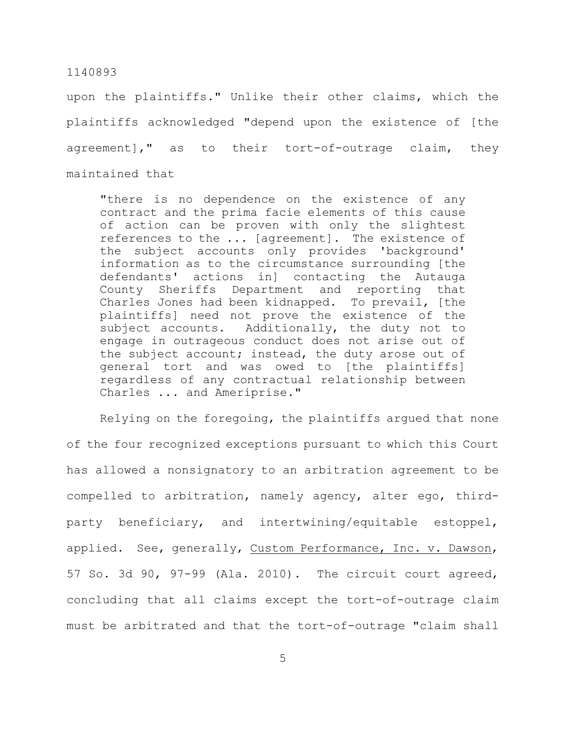upon the plaintiffs." Unlike their other claims, which the plaintiffs acknowledged "depend upon the existence of [the agreement]," as to their tort-of-outrage claim, they maintained that

> "there is no dependence on the existence of any contract and the prima facie elements of this cause of action can be proven with only the slightest references to the ... [agreement]. The existence of the subject accounts only provides 'background' information as to the circumstance surrounding [the defendants' actions in] contacting the Autauga County Sheriffs Department and reporting that Charles Jones had been kidnapped. To prevail, [the plaintiffs] need not prove the existence of the subject accounts. Additionally, the duty not to engage in outrageous conduct does not arise out of the subject account; instead, the duty arose out of general tort and was owed to [the plaintiffs] regardless of any contractual relationship between Charles ... and Ameriprise."

Relying on the foregoing, the plaintiffs argued that none of the four recognized exceptions pursuant to which this Court has allowed a nonsignatory to an arbitration agreement to be compelled to arbitration, namely agency, alter ego, third-party beneficiary, and intertwining/equitable estoppel, applied. See, generally, Custom Performance, Inc. v. Dawson, 57 So. 3d 90, 97-99 (Ala. 2010). The circuit court agreed, concluding that all claims except the tort-of-outrage claim must be arbitrated and that the tort-of-outrage "claim shall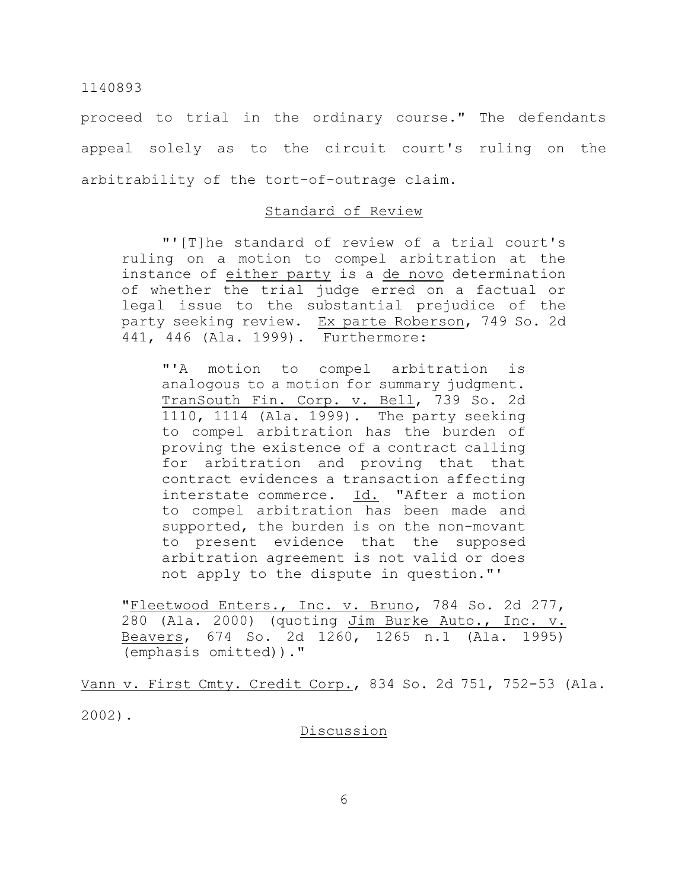proceed to trial in the ordinary course." The defendants appeal solely as to the circuit court's ruling on the arbitrability of the tort-of-outrage claim.

## Standard of Review

> "'[T]he standard of review of a trial court's ruling on a motion to compel arbitration at the instance of either party is a de novo determination of whether the trial judge erred on a factual or legal issue to the substantial prejudice of the party seeking review. Ex parte Roberson, 749 So. 2d 441, 446 (Ala. 1999). Furthermore:
>
> > "'A motion to compel arbitration is analogous to a motion for summary judgment. TranSouth Fin. Corp. v. Bell, 739 So. 2d 1110, 1114 (Ala. 1999). The party seeking to compel arbitration has the burden of proving the existence of a contract calling for arbitration and proving that that contract evidences a transaction affecting interstate commerce. Id. "After a motion to compel arbitration has been made and supported, the burden is on the non-movant to present evidence that the supposed arbitration agreement is not valid or does not apply to the dispute in question."'
>
> "Fleetwood Enters., Inc. v. Bruno, 784 So. 2d 277, 280 (Ala. 2000) (quoting Jim Burke Auto., Inc. v. Beavers, 674 So. 2d 1260, 1265 n.1 (Ala. 1995) (emphasis omitted))."

Vann v. First Cmty. Credit Corp., 834 So. 2d 751, 752-53 (Ala. 2002).

## Discussion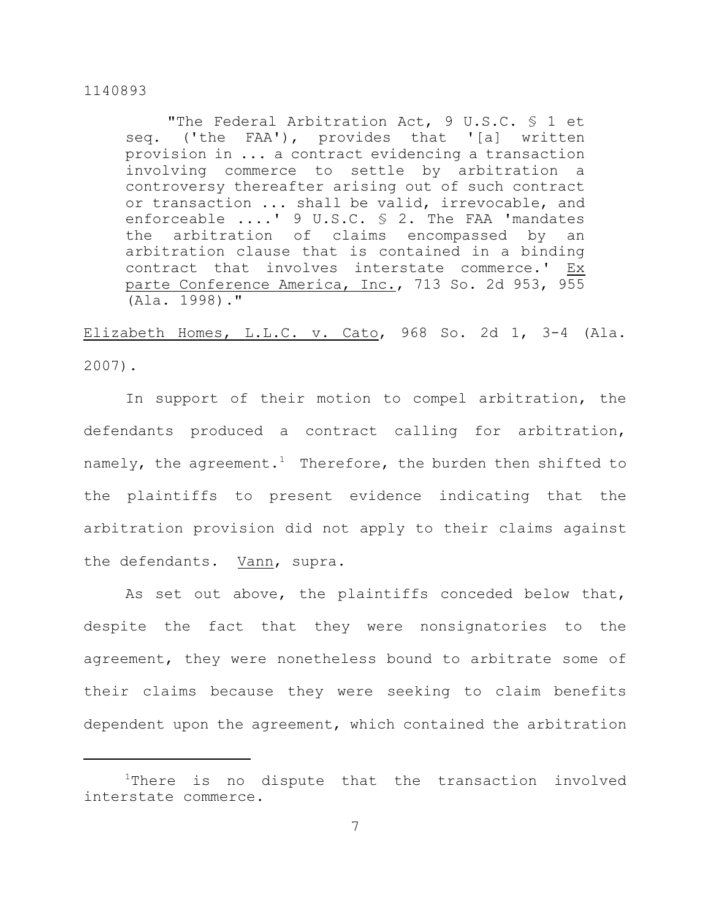> "The Federal Arbitration Act, 9 U.S.C. § 1 et seq. ('the FAA'), provides that '[a] written provision in ... a contract evidencing a transaction involving commerce to settle by arbitration a controversy thereafter arising out of such contract or transaction ... shall be valid, irrevocable, and enforceable ....' 9 U.S.C. § 2. The FAA 'mandates the arbitration of claims encompassed by an arbitration clause that is contained in a binding contract that involves interstate commerce.' Ex parte Conference America, Inc., 713 So. 2d 953, 955 (Ala. 1998)."

Elizabeth Homes, L.L.C. v. Cato, 968 So. 2d 1, 3-4 (Ala. 2007).

In support of their motion to compel arbitration, the defendants produced a contract calling for arbitration, namely, the agreement.[1] Therefore, the burden then shifted to the plaintiffs to present evidence indicating that the arbitration provision did not apply to their claims against the defendants. Vann, supra.

As set out above, the plaintiffs conceded below that, despite the fact that they were nonsignatories to the agreement, they were nonetheless bound to arbitrate some of their claims because they were seeking to claim benefits dependent upon the agreement, which contained the arbitration

---

[1]There is no dispute that the transaction involved interstate commerce.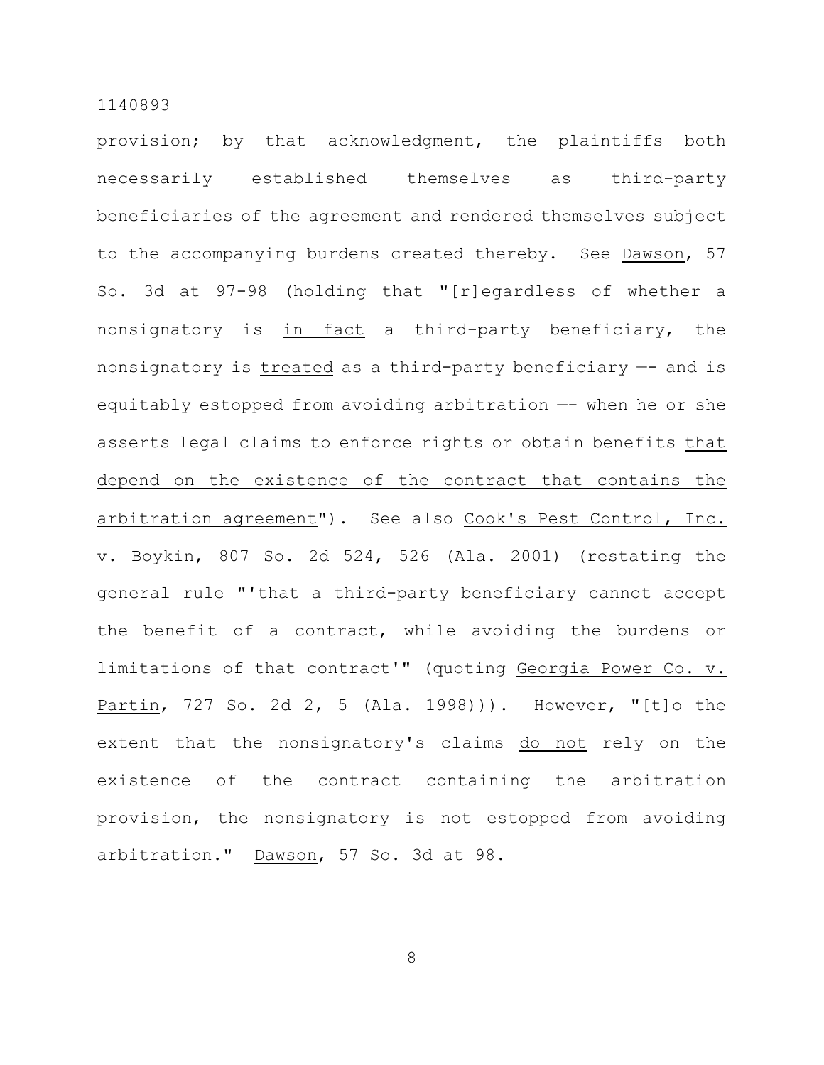provision; by that acknowledgment, the plaintiffs both necessarily established themselves as third-party beneficiaries of the agreement and rendered themselves subject to the accompanying burdens created thereby. See Dawson, 57 So. 3d at 97-98 (holding that "[r]egardless of whether a nonsignatory is *in fact* a third-party beneficiary, the nonsignatory is *treated* as a third-party beneficiary —- and is equitably estopped from avoiding arbitration —- when he or she asserts legal claims to enforce rights or obtain benefits *that depend on the existence of the contract that contains the arbitration agreement*"). See also Cook's Pest Control, Inc. v. Boykin, 807 So. 2d 524, 526 (Ala. 2001) (restating the general rule "'that a third-party beneficiary cannot accept the benefit of a contract, while avoiding the burdens or limitations of that contract'" (quoting Georgia Power Co. v. Partin, 727 So. 2d 2, 5 (Ala. 1998))). However, "[t]o the extent that the nonsignatory's claims *do not* rely on the existence of the contract containing the arbitration provision, the nonsignatory is *not estopped* from avoiding arbitration." Dawson, 57 So. 3d at 98.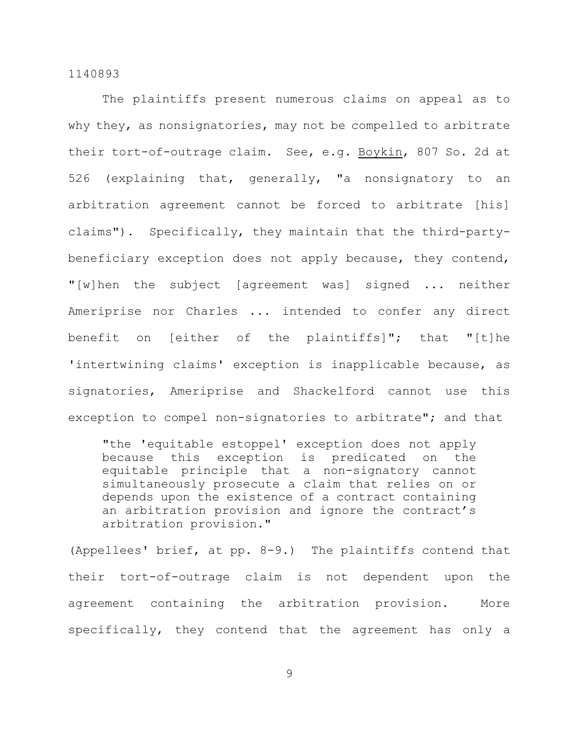The plaintiffs present numerous claims on appeal as to why they, as nonsignatories, may not be compelled to arbitrate their tort-of-outrage claim. See, e.g. Boykin, 807 So. 2d at 526 (explaining that, generally, "a nonsignatory to an arbitration agreement cannot be forced to arbitrate [his] claims"). Specifically, they maintain that the third-party-beneficiary exception does not apply because, they contend, "[w]hen the subject [agreement was] signed ... neither Ameriprise nor Charles ... intended to confer any direct benefit on [either of the plaintiffs]"; that "[t]he 'intertwining claims' exception is inapplicable because, as signatories, Ameriprise and Shackelford cannot use this exception to compel non-signatories to arbitrate"; and that

> "the 'equitable estoppel' exception does not apply because this exception is predicated on the equitable principle that a non-signatory cannot simultaneously prosecute a claim that relies on or depends upon the existence of a contract containing an arbitration provision and ignore the contract's arbitration provision."

(Appellees' brief, at pp. 8-9.) The plaintiffs contend that their tort-of-outrage claim is not dependent upon the agreement containing the arbitration provision. More specifically, they contend that the agreement has only a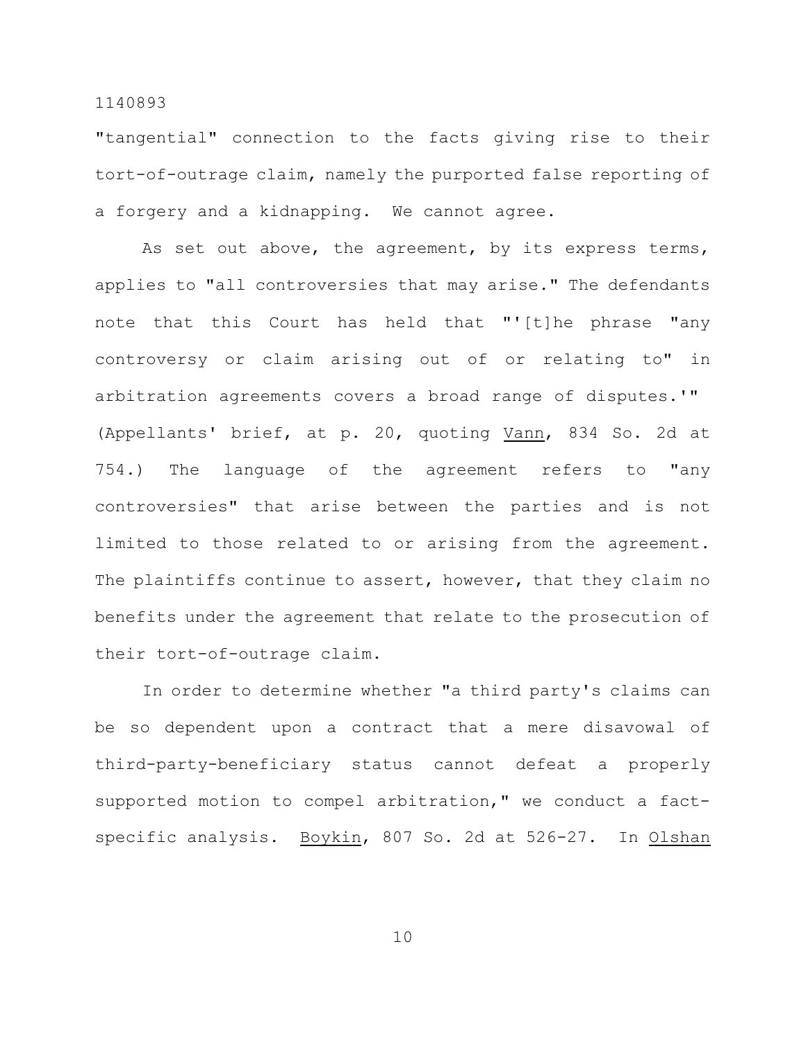"tangential" connection to the facts giving rise to their tort-of-outrage claim, namely the purported false reporting of a forgery and a kidnapping. We cannot agree.

As set out above, the agreement, by its express terms, applies to "all controversies that may arise." The defendants note that this Court has held that "'[t]he phrase "any controversy or claim arising out of or relating to" in arbitration agreements covers a broad range of disputes.'" (Appellants' brief, at p. 20, quoting Vann, 834 So. 2d at 754.) The language of the agreement refers to "any controversies" that arise between the parties and is not limited to those related to or arising from the agreement. The plaintiffs continue to assert, however, that they claim no benefits under the agreement that relate to the prosecution of their tort-of-outrage claim.

In order to determine whether "a third party's claims can be so dependent upon a contract that a mere disavowal of third-party-beneficiary status cannot defeat a properly supported motion to compel arbitration," we conduct a fact-specific analysis. Boykin, 807 So. 2d at 526-27. In Olshan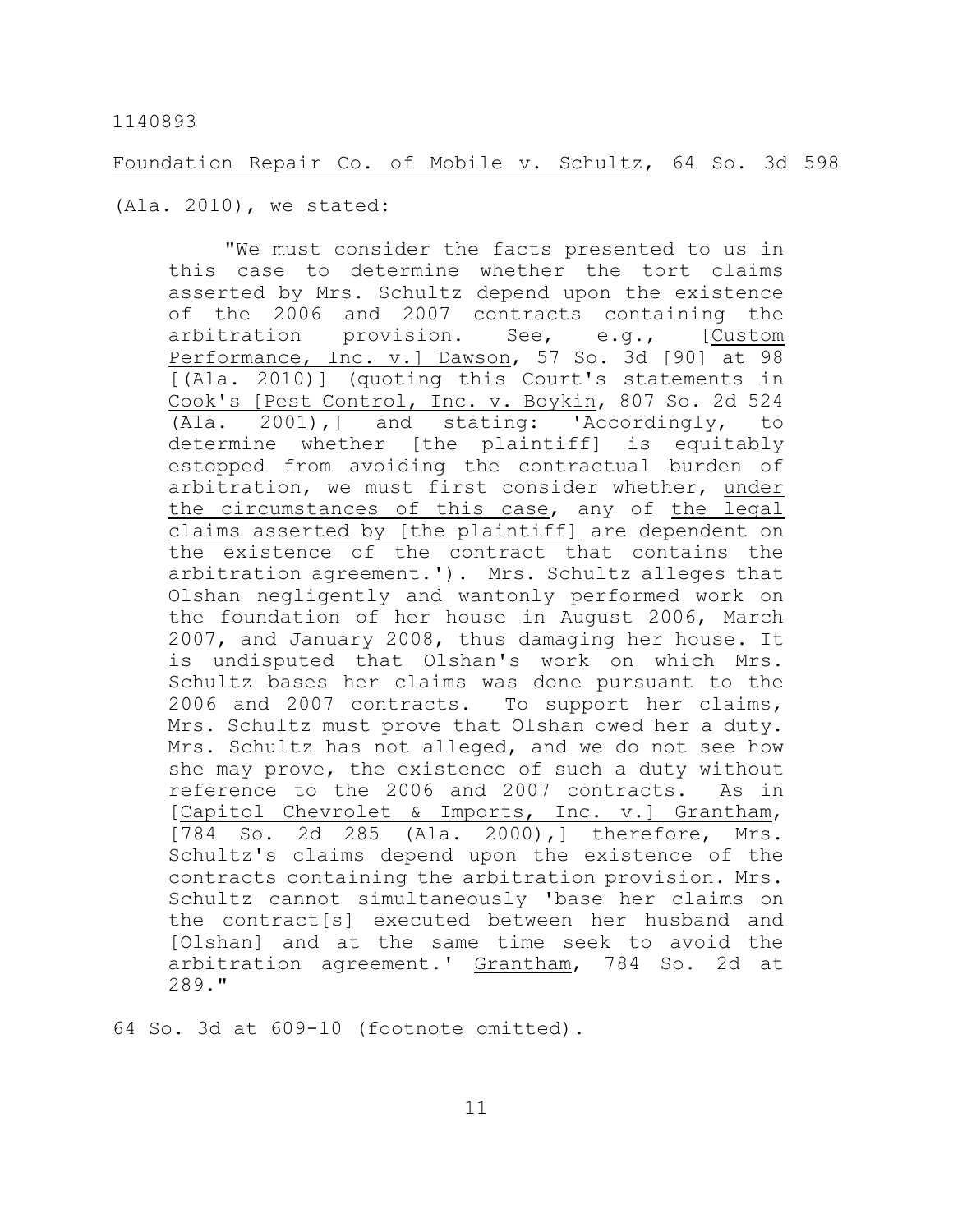Foundation Repair Co. of Mobile v. Schultz, 64 So. 3d 598 (Ala. 2010), we stated:

> "We must consider the facts presented to us in this case to determine whether the tort claims asserted by Mrs. Schultz depend upon the existence of the 2006 and 2007 contracts containing the arbitration provision. See, e.g., [Custom Performance, Inc. v.] Dawson, 57 So. 3d [90] at 98 [(Ala. 2010)] (quoting this Court's statements in Cook's [Pest Control, Inc. v. Boykin, 807 So. 2d 524 (Ala. 2001),] and stating: 'Accordingly, to determine whether [the plaintiff] is equitably estopped from avoiding the contractual burden of arbitration, we must first consider whether, under the circumstances of this case, any of the legal claims asserted by [the plaintiff] are dependent on the existence of the contract that contains the arbitration agreement.'). Mrs. Schultz alleges that Olshan negligently and wantonly performed work on the foundation of her house in August 2006, March 2007, and January 2008, thus damaging her house. It is undisputed that Olshan's work on which Mrs. Schultz bases her claims was done pursuant to the 2006 and 2007 contracts. To support her claims, Mrs. Schultz must prove that Olshan owed her a duty. Mrs. Schultz has not alleged, and we do not see how she may prove, the existence of such a duty without reference to the 2006 and 2007 contracts. As in [Capitol Chevrolet & Imports, Inc. v.] Grantham, [784 So. 2d 285 (Ala. 2000),] therefore, Mrs. Schultz's claims depend upon the existence of the contracts containing the arbitration provision. Mrs. Schultz cannot simultaneously 'base her claims on the contract[s] executed between her husband and [Olshan] and at the same time seek to avoid the arbitration agreement.' Grantham, 784 So. 2d at 289."

64 So. 3d at 609-10 (footnote omitted).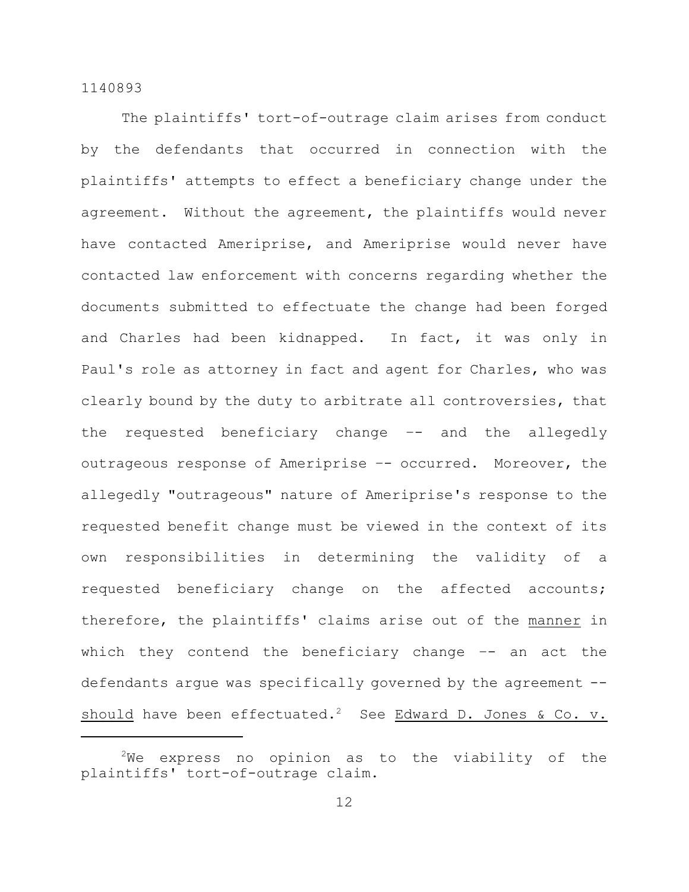The plaintiffs' tort-of-outrage claim arises from conduct by the defendants that occurred in connection with the plaintiffs' attempts to effect a beneficiary change under the agreement. Without the agreement, the plaintiffs would never have contacted Ameriprise, and Ameriprise would never have contacted law enforcement with concerns regarding whether the documents submitted to effectuate the change had been forged and Charles had been kidnapped. In fact, it was only in Paul's role as attorney in fact and agent for Charles, who was clearly bound by the duty to arbitrate all controversies, that the requested beneficiary change -- and the allegedly outrageous response of Ameriprise -- occurred. Moreover, the allegedly "outrageous" nature of Ameriprise's response to the requested benefit change must be viewed in the context of its own responsibilities in determining the validity of a requested beneficiary change on the affected accounts; therefore, the plaintiffs' claims arise out of the manner in which they contend the beneficiary change -- an act the defendants argue was specifically governed by the agreement -- should have been effectuated.[2] See Edward D. Jones & Co. v.

---

[2]We express no opinion as to the viability of the plaintiffs' tort-of-outrage claim.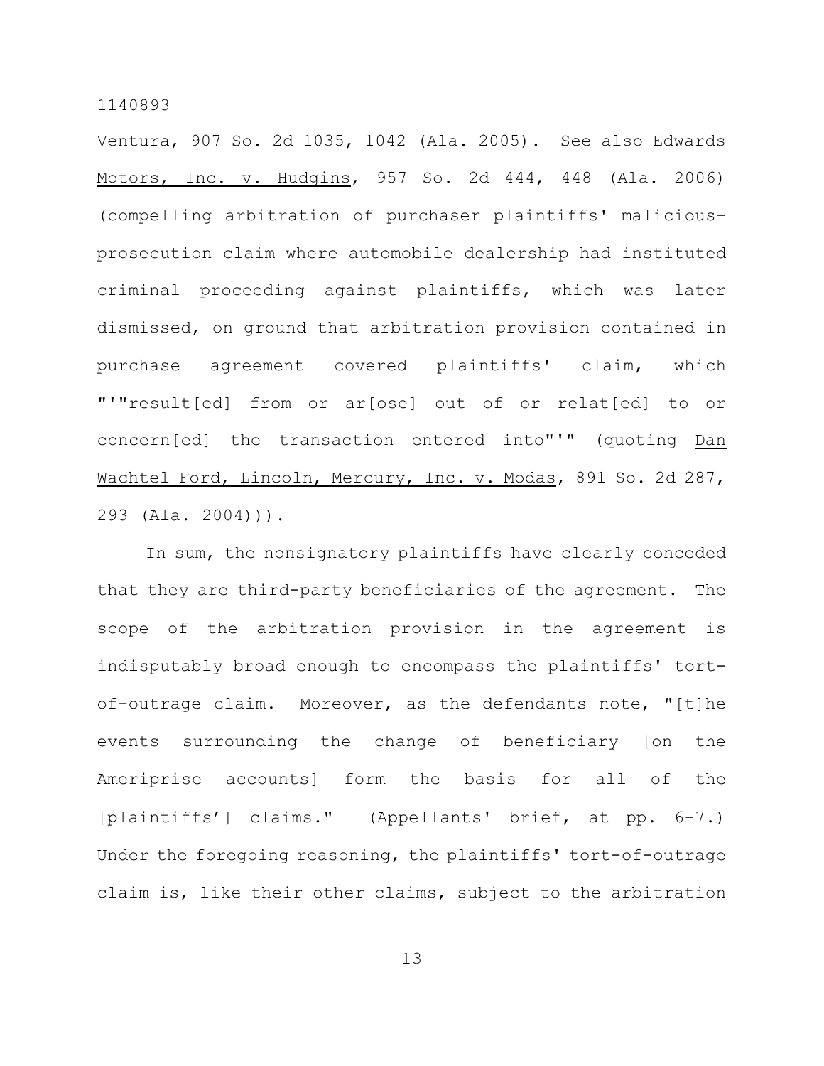Ventura, 907 So. 2d 1035, 1042 (Ala. 2005). See also Edwards Motors, Inc. v. Hudgins, 957 So. 2d 444, 448 (Ala. 2006) (compelling arbitration of purchaser plaintiffs' malicious-prosecution claim where automobile dealership had instituted criminal proceeding against plaintiffs, which was later dismissed, on ground that arbitration provision contained in purchase agreement covered plaintiffs' claim, which "'"result[ed] from or ar[ose] out of or relat[ed] to or concern[ed] the transaction entered into"'" (quoting Dan Wachtel Ford, Lincoln, Mercury, Inc. v. Modas, 891 So. 2d 287, 293 (Ala. 2004))).

In sum, the nonsignatory plaintiffs have clearly conceded that they are third-party beneficiaries of the agreement. The scope of the arbitration provision in the agreement is indisputably broad enough to encompass the plaintiffs' tort-of-outrage claim. Moreover, as the defendants note, "[t]he events surrounding the change of beneficiary [on the Ameriprise accounts] form the basis for all of the [plaintiffs'] claims." (Appellants' brief, at pp. 6-7.) Under the foregoing reasoning, the plaintiffs' tort-of-outrage claim is, like their other claims, subject to the arbitration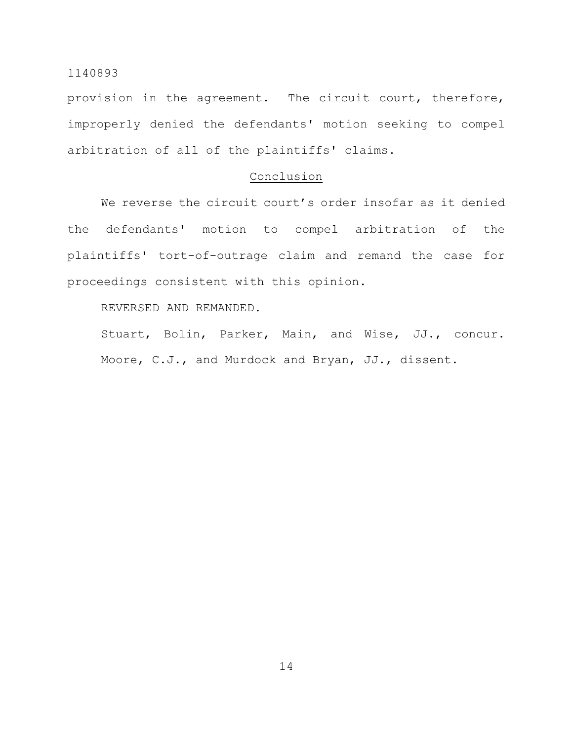provision in the agreement. The circuit court, therefore, improperly denied the defendants' motion seeking to compel arbitration of all of the plaintiffs' claims.

## Conclusion

We reverse the circuit court's order insofar as it denied the defendants' motion to compel arbitration of the plaintiffs' tort-of-outrage claim and remand the case for proceedings consistent with this opinion.

REVERSED AND REMANDED.

Stuart, Bolin, Parker, Main, and Wise, JJ., concur.

Moore, C.J., and Murdock and Bryan, JJ., dissent.